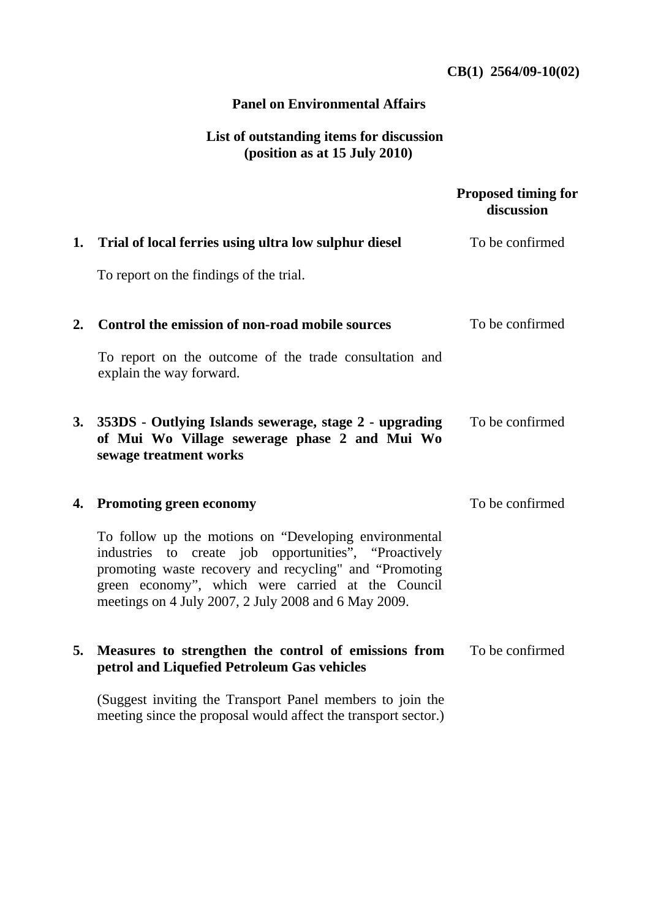**CB(1) 2564/09-10(02)**

# Panel on Environmental Affairs

## List of outstanding items for discussion (position as at 15 July 2010)

| | | Proposed timing for discussion |
|---|---|---|
| **1.** | **Trial of local ferries using ultra low sulphur diesel**<br><br>To report on the findings of the trial. | To be confirmed |
| **2.** | **Control the emission of non-road mobile sources**<br><br>To report on the outcome of the trade consultation and explain the way forward. | To be confirmed |
| **3.** | **353DS - Outlying Islands sewerage, stage 2 - upgrading of Mui Wo Village sewerage phase 2 and Mui Wo sewage treatment works** | To be confirmed |
| **4.** | **Promoting green economy**<br><br>To follow up the motions on "Developing environmental industries to create job opportunities", "Proactively promoting waste recovery and recycling" and "Promoting green economy", which were carried at the Council meetings on 4 July 2007, 2 July 2008 and 6 May 2009. | To be confirmed |
| **5.** | **Measures to strengthen the control of emissions from petrol and Liquefied Petroleum Gas vehicles**<br><br>(Suggest inviting the Transport Panel members to join the meeting since the proposal would affect the transport sector.) | To be confirmed |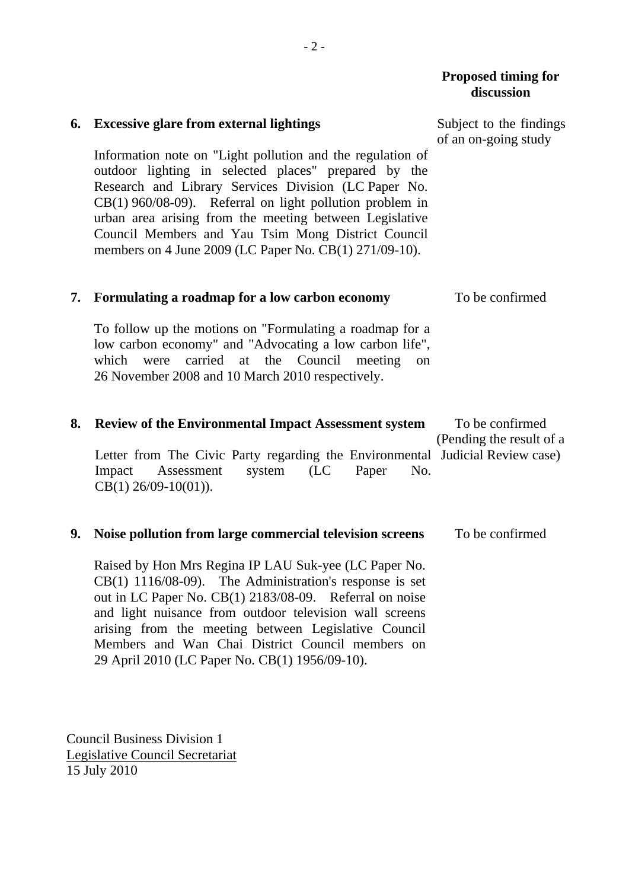| | | Proposed timing for discussion |
|---|---|---|
| 6. | **Excessive glare from external lightings**<br><br>Information note on "Light pollution and the regulation of outdoor lighting in selected places" prepared by the Research and Library Services Division (LC Paper No. CB(1) 960/08-09). Referral on light pollution problem in urban area arising from the meeting between Legislative Council Members and Yau Tsim Mong District Council members on 4 June 2009 (LC Paper No. CB(1) 271/09-10). | Subject to the findings of an on-going study |
| 7. | **Formulating a roadmap for a low carbon economy**<br><br>To follow up the motions on "Formulating a roadmap for a low carbon economy" and "Advocating a low carbon life", which were carried at the Council meeting on 26 November 2008 and 10 March 2010 respectively. | To be confirmed |
| 8. | **Review of the Environmental Impact Assessment system**<br><br>Letter from The Civic Party regarding the Environmental Impact Assessment system (LC Paper No. CB(1) 26/09-10(01)). | To be confirmed (Pending the result of a Judicial Review case) |
| 9. | **Noise pollution from large commercial television screens**<br><br>Raised by Hon Mrs Regina IP LAU Suk-yee (LC Paper No. CB(1) 1116/08-09). The Administration's response is set out in LC Paper No. CB(1) 2183/08-09. Referral on noise and light nuisance from outdoor television wall screens arising from the meeting between Legislative Council Members and Wan Chai District Council members on 29 April 2010 (LC Paper No. CB(1) 1956/09-10). | To be confirmed |

Council Business Division 1
Legislative Council Secretariat
15 July 2010